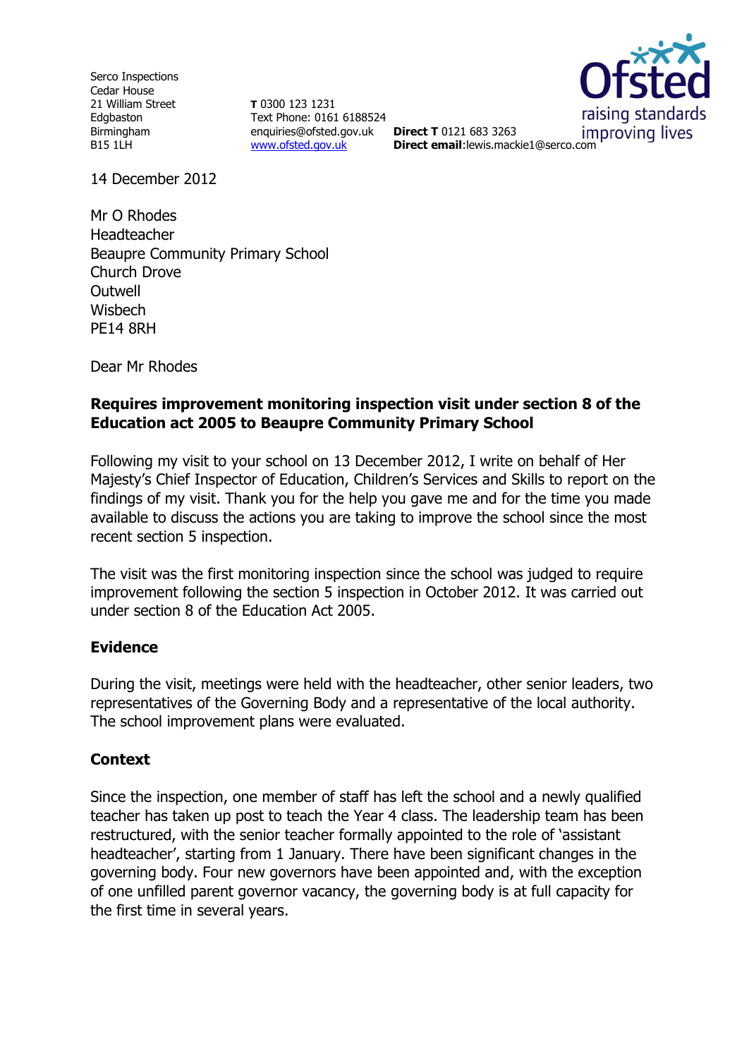Serco Inspections
Cedar House
21 William Street
Edgbaston
Birmingham
B15 1LH

**T** 0300 123 1231
Text Phone: 0161 6188524
enquiries@ofsted.gov.uk
www.ofsted.gov.uk

**Direct T** 0121 683 3263
**Direct email**:lewis.mackie1@serco.com

14 December 2012

Mr O Rhodes
Headteacher
Beaupre Community Primary School
Church Drove
Outwell
Wisbech
PE14 8RH

Dear Mr Rhodes

**Requires improvement monitoring inspection visit under section 8 of the Education act 2005 to Beaupre Community Primary School**

Following my visit to your school on 13 December 2012, I write on behalf of Her Majesty's Chief Inspector of Education, Children's Services and Skills to report on the findings of my visit. Thank you for the help you gave me and for the time you made available to discuss the actions you are taking to improve the school since the most recent section 5 inspection.

The visit was the first monitoring inspection since the school was judged to require improvement following the section 5 inspection in October 2012. It was carried out under section 8 of the Education Act 2005.

## Evidence

During the visit, meetings were held with the headteacher, other senior leaders, two representatives of the Governing Body and a representative of the local authority. The school improvement plans were evaluated.

## Context

Since the inspection, one member of staff has left the school and a newly qualified teacher has taken up post to teach the Year 4 class. The leadership team has been restructured, with the senior teacher formally appointed to the role of 'assistant headteacher', starting from 1 January. There have been significant changes in the governing body. Four new governors have been appointed and, with the exception of one unfilled parent governor vacancy, the governing body is at full capacity for the first time in several years.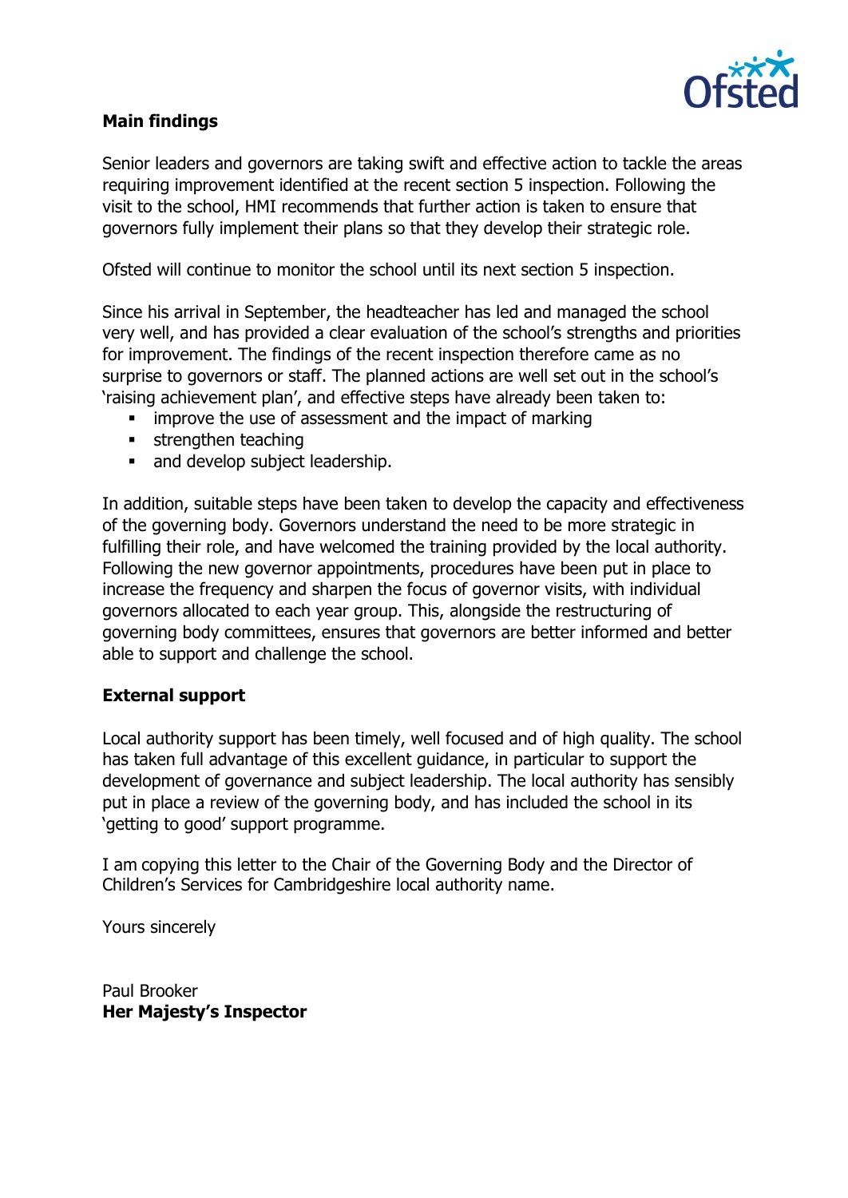## Main findings

Senior leaders and governors are taking swift and effective action to tackle the areas requiring improvement identified at the recent section 5 inspection. Following the visit to the school, HMI recommends that further action is taken to ensure that governors fully implement their plans so that they develop their strategic role.

Ofsted will continue to monitor the school until its next section 5 inspection.

Since his arrival in September, the headteacher has led and managed the school very well, and has provided a clear evaluation of the school's strengths and priorities for improvement. The findings of the recent inspection therefore came as no surprise to governors or staff. The planned actions are well set out in the school's 'raising achievement plan', and effective steps have already been taken to:

- improve the use of assessment and the impact of marking
- strengthen teaching
- and develop subject leadership.

In addition, suitable steps have been taken to develop the capacity and effectiveness of the governing body. Governors understand the need to be more strategic in fulfilling their role, and have welcomed the training provided by the local authority. Following the new governor appointments, procedures have been put in place to increase the frequency and sharpen the focus of governor visits, with individual governors allocated to each year group. This, alongside the restructuring of governing body committees, ensures that governors are better informed and better able to support and challenge the school.

## External support

Local authority support has been timely, well focused and of high quality. The school has taken full advantage of this excellent guidance, in particular to support the development of governance and subject leadership. The local authority has sensibly put in place a review of the governing body, and has included the school in its 'getting to good' support programme.

I am copying this letter to the Chair of the Governing Body and the Director of Children's Services for Cambridgeshire local authority name.

Yours sincerely

Paul Brooker
**Her Majesty's Inspector**